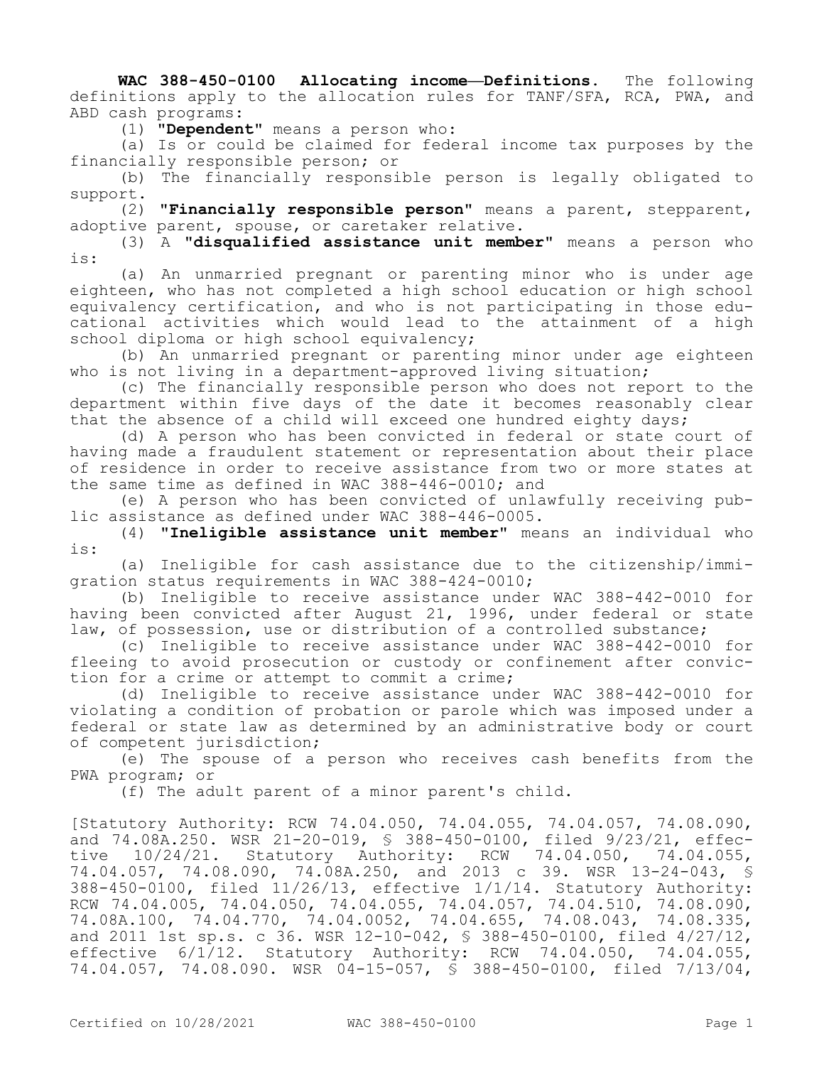**WAC 388-450-0100 Allocating income—Definitions.** The following definitions apply to the allocation rules for TANF/SFA, RCA, PWA, and ABD cash programs:

(1) **"Dependent"** means a person who:

(a) Is or could be claimed for federal income tax purposes by the financially responsible person; or

(b) The financially responsible person is legally obligated to support.

(2) **"Financially responsible person"** means a parent, stepparent, adoptive parent, spouse, or caretaker relative.

(3) A **"disqualified assistance unit member"** means a person who is:

(a) An unmarried pregnant or parenting minor who is under age eighteen, who has not completed a high school education or high school equivalency certification, and who is not participating in those educational activities which would lead to the attainment of a high school diploma or high school equivalency;

(b) An unmarried pregnant or parenting minor under age eighteen who is not living in a department-approved living situation;

(c) The financially responsible person who does not report to the department within five days of the date it becomes reasonably clear that the absence of a child will exceed one hundred eighty days;

(d) A person who has been convicted in federal or state court of having made a fraudulent statement or representation about their place of residence in order to receive assistance from two or more states at the same time as defined in WAC 388-446-0010; and

(e) A person who has been convicted of unlawfully receiving public assistance as defined under WAC 388-446-0005.

(4) **"Ineligible assistance unit member"** means an individual who is:

(a) Ineligible for cash assistance due to the citizenship/immigration status requirements in WAC 388-424-0010;

(b) Ineligible to receive assistance under WAC 388-442-0010 for having been convicted after August 21, 1996, under federal or state law, of possession, use or distribution of a controlled substance;

(c) Ineligible to receive assistance under WAC 388-442-0010 for fleeing to avoid prosecution or custody or confinement after conviction for a crime or attempt to commit a crime;

(d) Ineligible to receive assistance under WAC 388-442-0010 for violating a condition of probation or parole which was imposed under a federal or state law as determined by an administrative body or court of competent jurisdiction;

(e) The spouse of a person who receives cash benefits from the PWA program; or

(f) The adult parent of a minor parent's child.

[Statutory Authority: RCW 74.04.050, 74.04.055, 74.04.057, 74.08.090, and 74.08A.250. WSR 21-20-019, § 388-450-0100, filed 9/23/21, effective 10/24/21. Statutory Authority: RCW 74.04.050, 74.04.055, 74.04.057, 74.08.090, 74.08A.250, and 2013 c 39. WSR 13-24-043, § 388-450-0100, filed 11/26/13, effective 1/1/14. Statutory Authority: RCW 74.04.005, 74.04.050, 74.04.055, 74.04.057, 74.04.510, 74.08.090, 74.08A.100, 74.04.770, 74.04.0052, 74.04.655, 74.08.043, 74.08.335, and 2011 1st sp.s. c 36. WSR 12-10-042, § 388-450-0100, filed 4/27/12, effective 6/1/12. Statutory Authority: RCW 74.04.050, 74.04.055, 74.04.057, 74.08.090. WSR 04-15-057, § 388-450-0100, filed 7/13/04,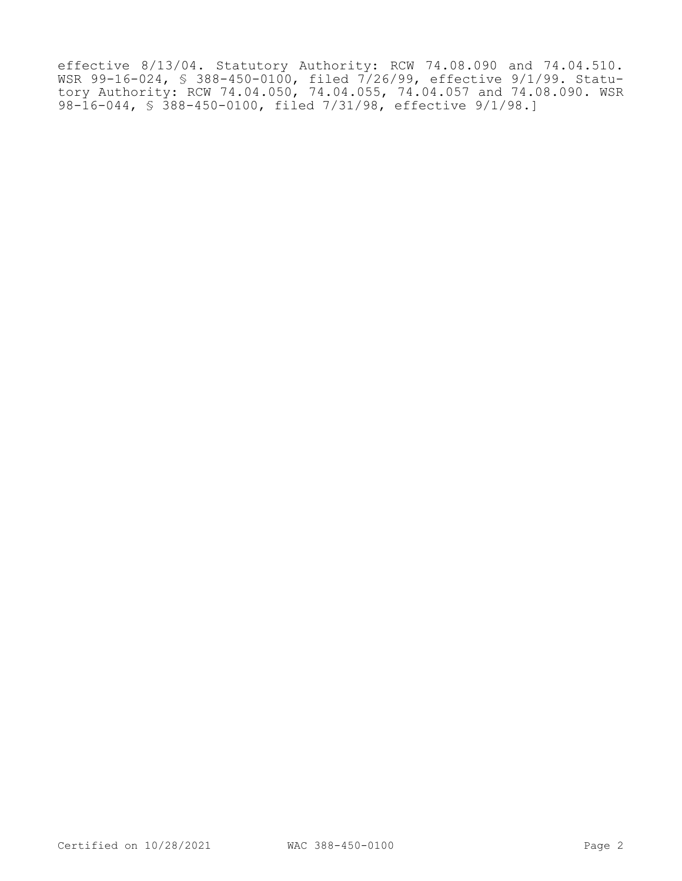effective 8/13/04. Statutory Authority: RCW 74.08.090 and 74.04.510. WSR 99-16-024, § 388-450-0100, filed 7/26/99, effective 9/1/99. Statutory Authority: RCW 74.04.050, 74.04.055, 74.04.057 and 74.08.090. WSR 98-16-044, § 388-450-0100, filed 7/31/98, effective 9/1/98.]